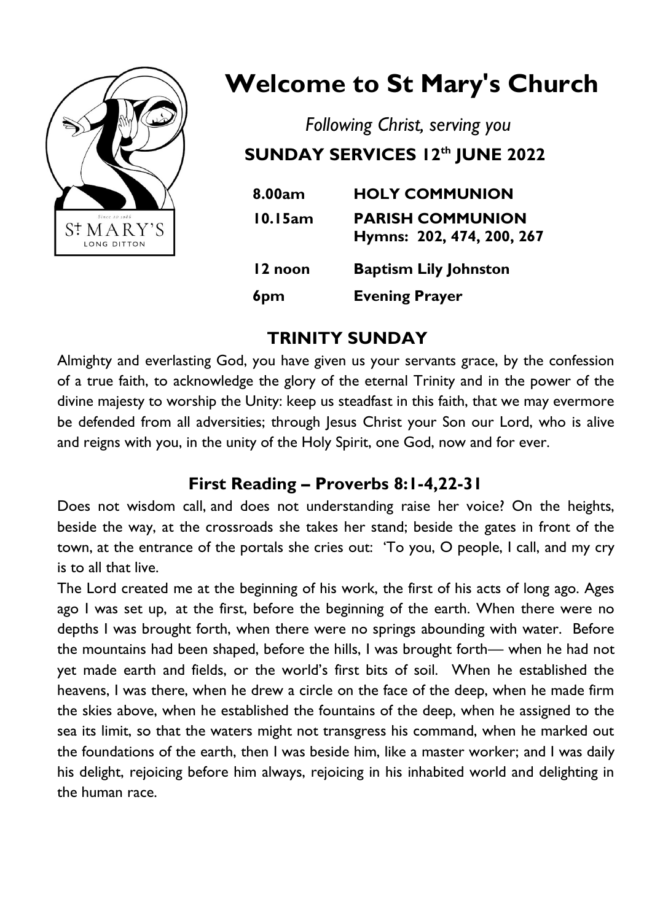# Welcome to St Mary's Church

*Following Christ, serving you*

**SUNDAY SERVICES 12th JUNE 2022**

| | |
|---|---|
| **8.00am** | **HOLY COMMUNION** |
| **10.15am** | **PARISH COMMUNION**<br>**Hymns: 202, 474, 200, 267** |
| **12 noon** | **Baptism Lily Johnston** |
| **6pm** | **Evening Prayer** |

## TRINITY SUNDAY

Almighty and everlasting God, you have given us your servants grace, by the confession of a true faith, to acknowledge the glory of the eternal Trinity and in the power of the divine majesty to worship the Unity: keep us steadfast in this faith, that we may evermore be defended from all adversities; through Jesus Christ your Son our Lord, who is alive and reigns with you, in the unity of the Holy Spirit, one God, now and for ever.

## First Reading – Proverbs 8:1-4,22-31

Does not wisdom call, and does not understanding raise her voice? On the heights, beside the way, at the crossroads she takes her stand; beside the gates in front of the town, at the entrance of the portals she cries out: 'To you, O people, I call, and my cry is to all that live.

The Lord created me at the beginning of his work, the first of his acts of long ago. Ages ago I was set up, at the first, before the beginning of the earth. When there were no depths I was brought forth, when there were no springs abounding with water. Before the mountains had been shaped, before the hills, I was brought forth— when he had not yet made earth and fields, or the world's first bits of soil. When he established the heavens, I was there, when he drew a circle on the face of the deep, when he made firm the skies above, when he established the fountains of the deep, when he assigned to the sea its limit, so that the waters might not transgress his command, when he marked out the foundations of the earth, then I was beside him, like a master worker; and I was daily his delight, rejoicing before him always, rejoicing in his inhabited world and delighting in the human race.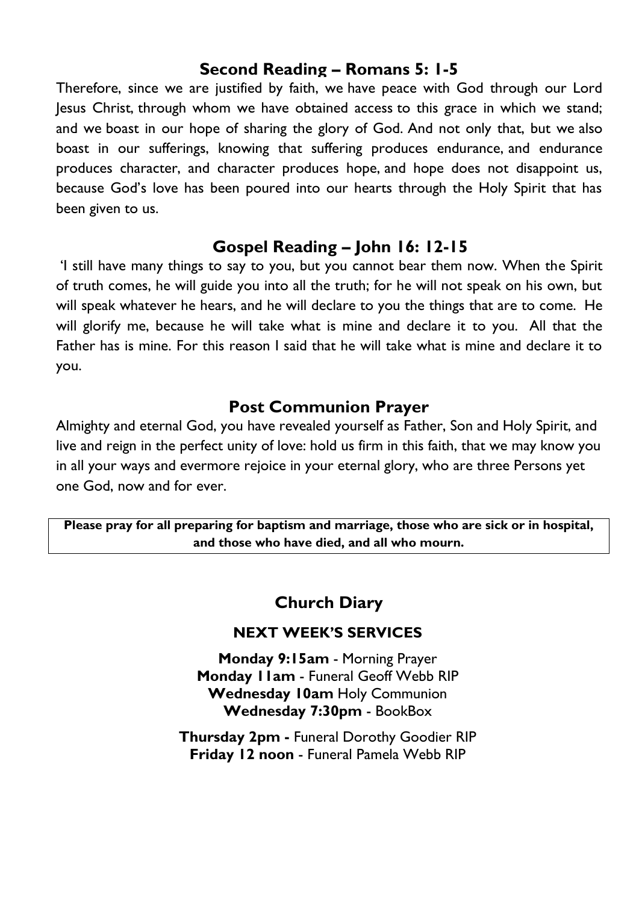## Second Reading – Romans 5: 1-5

Therefore, since we are justified by faith, we have peace with God through our Lord Jesus Christ, through whom we have obtained access to this grace in which we stand; and we boast in our hope of sharing the glory of God. And not only that, but we also boast in our sufferings, knowing that suffering produces endurance, and endurance produces character, and character produces hope, and hope does not disappoint us, because God's love has been poured into our hearts through the Holy Spirit that has been given to us.

## Gospel Reading – John 16: 12-15

'I still have many things to say to you, but you cannot bear them now. When the Spirit of truth comes, he will guide you into all the truth; for he will not speak on his own, but will speak whatever he hears, and he will declare to you the things that are to come. He will glorify me, because he will take what is mine and declare it to you. All that the Father has is mine. For this reason I said that he will take what is mine and declare it to you.

## Post Communion Prayer

Almighty and eternal God, you have revealed yourself as Father, Son and Holy Spirit, and live and reign in the perfect unity of love: hold us firm in this faith, that we may know you in all your ways and evermore rejoice in your eternal glory, who are three Persons yet one God, now and for ever.

**Please pray for all preparing for baptism and marriage, those who are sick or in hospital, and those who have died, and all who mourn.**

## Church Diary

### NEXT WEEK'S SERVICES

**Monday 9:15am** - Morning Prayer
**Monday 11am** - Funeral Geoff Webb RIP
**Wednesday 10am** Holy Communion
**Wednesday 7:30pm** - BookBox

**Thursday 2pm -** Funeral Dorothy Goodier RIP
**Friday 12 noon** - Funeral Pamela Webb RIP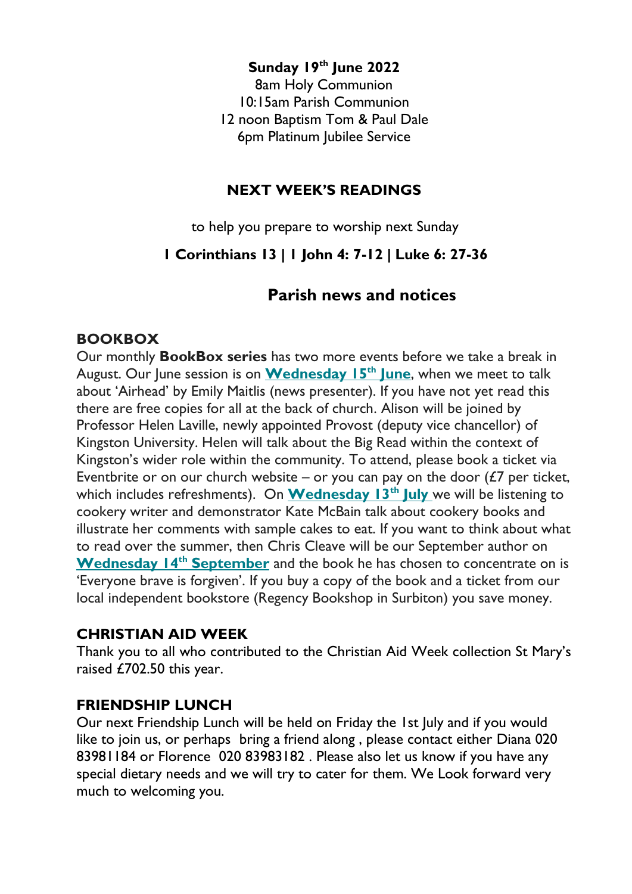**Sunday 19th June 2022**

8am Holy Communion

10:15am Parish Communion

12 noon Baptism Tom & Paul Dale

6pm Platinum Jubilee Service

## NEXT WEEK'S READINGS

to help you prepare to worship next Sunday

**1 Corinthians 13 | 1 John 4: 7-12 | Luke 6: 27-36**

## Parish news and notices

### BOOKBOX

Our monthly **BookBox series** has two more events before we take a break in August. Our June session is on **Wednesday 15th June**, when we meet to talk about 'Airhead' by Emily Maitlis (news presenter). If you have not yet read this there are free copies for all at the back of church. Alison will be joined by Professor Helen Laville, newly appointed Provost (deputy vice chancellor) of Kingston University. Helen will talk about the Big Read within the context of Kingston's wider role within the community. To attend, please book a ticket via Eventbrite or on our church website – or you can pay on the door (£7 per ticket, which includes refreshments). On **Wednesday 13th July** we will be listening to cookery writer and demonstrator Kate McBain talk about cookery books and illustrate her comments with sample cakes to eat. If you want to think about what to read over the summer, then Chris Cleave will be our September author on **Wednesday 14th September** and the book he has chosen to concentrate on is 'Everyone brave is forgiven'. If you buy a copy of the book and a ticket from our local independent bookstore (Regency Bookshop in Surbiton) you save money.

### CHRISTIAN AID WEEK

Thank you to all who contributed to the Christian Aid Week collection St Mary's raised £702.50 this year.

### FRIENDSHIP LUNCH

Our next Friendship Lunch will be held on Friday the 1st July and if you would like to join us, or perhaps bring a friend along , please contact either Diana 020 83981184 or Florence 020 83983182 . Please also let us know if you have any special dietary needs and we will try to cater for them. We Look forward very much to welcoming you.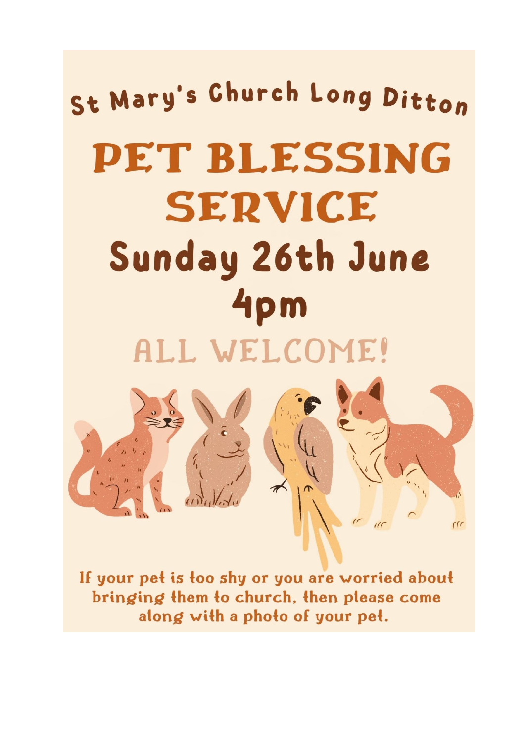St Mary's Church Long Ditton

# PET BLESSING SERVICE

## Sunday 26th June

## 4pm

## ALL WELCOME!

If your pet is too shy or you are worried about bringing them to church, then please come along with a photo of your pet.